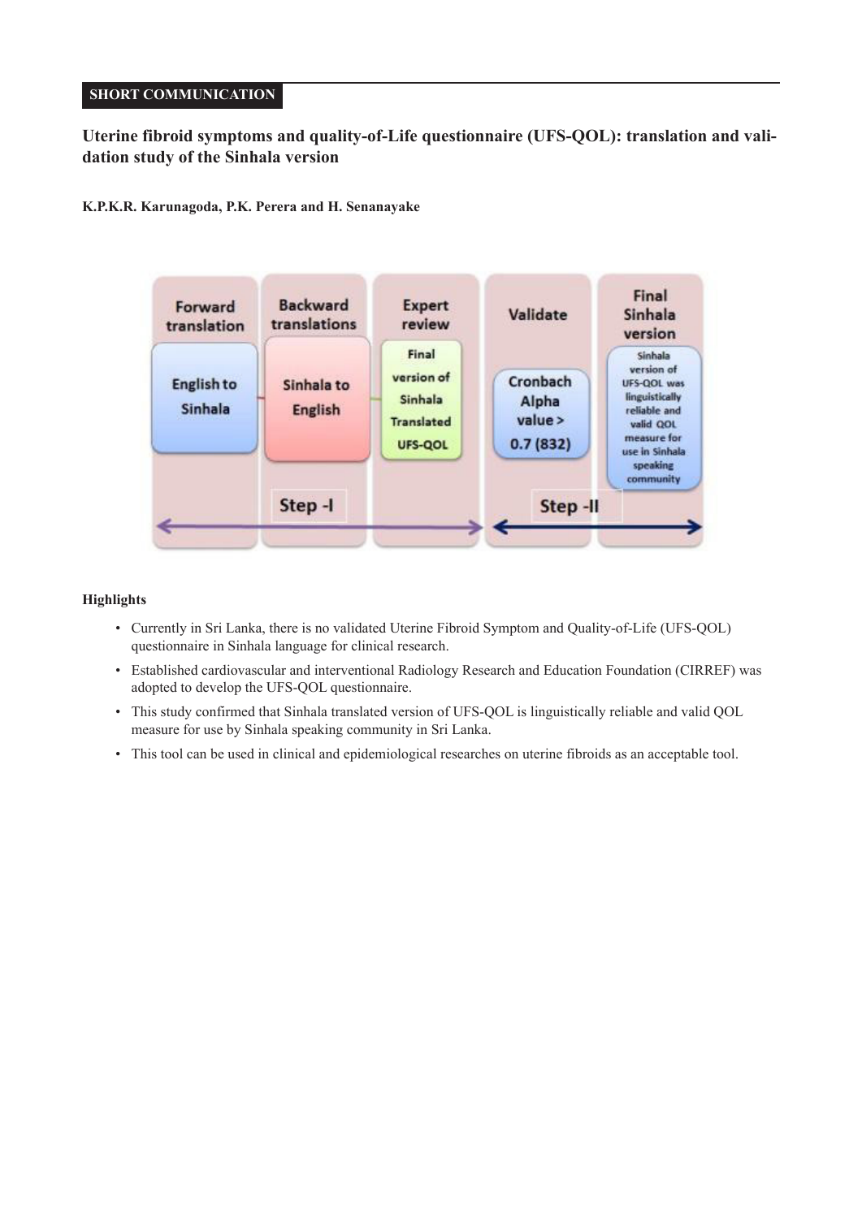SHORT COMMUNICATION

# Uterine fibroid symptoms and quality-of-Life questionnaire (UFS-QOL): translation and validation study of the Sinhala version

**K.P.K.R. Karunagoda, P.K. Perera and H. Senanayake**

| Forward translation | Backward translations | Expert review | Validate | Final Sinhala version |
|---|---|---|---|---|
| English to Sinhala | Sinhala to English | Final version of Sinhala Translated UFS-QOL | Cronbach Alpha value > 0.7 (832) | Sinhala version of UFS-QOL was linguistically reliable and valid QOL measure for use in Sinhala speaking community |
| | Step -I | | Step -II | |

### Highlights

- Currently in Sri Lanka, there is no validated Uterine Fibroid Symptom and Quality-of-Life (UFS-QOL) questionnaire in Sinhala language for clinical research.
- Established cardiovascular and interventional Radiology Research and Education Foundation (CIRREF) was adopted to develop the UFS-QOL questionnaire.
- This study confirmed that Sinhala translated version of UFS-QOL is linguistically reliable and valid QOL measure for use by Sinhala speaking community in Sri Lanka.
- This tool can be used in clinical and epidemiological researches on uterine fibroids as an acceptable tool.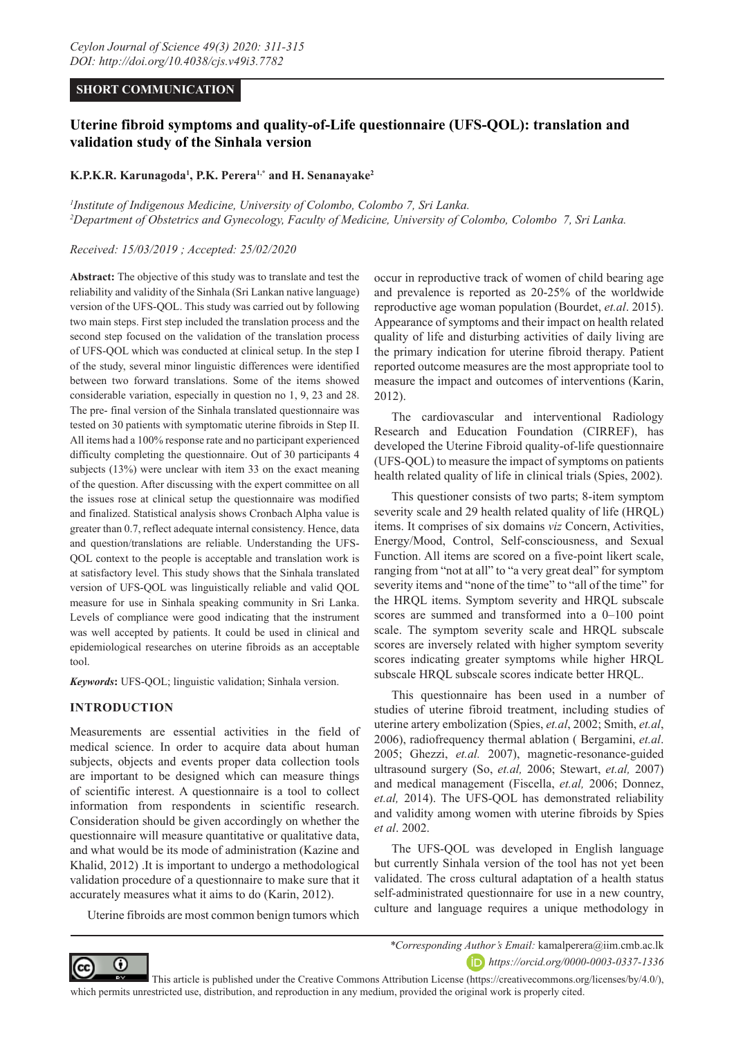SHORT COMMUNICATION

# Uterine fibroid symptoms and quality-of-Life questionnaire (UFS-QOL): translation and validation study of the Sinhala version

**K.P.K.R. Karunagoda[1], P.K. Perera[1,*] and H. Senanayake[2]**

*[1]Institute of Indigenous Medicine, University of Colombo, Colombo 7, Sri Lanka.*
*[2]Department of Obstetrics and Gynecology, Faculty of Medicine, University of Colombo, Colombo 7, Sri Lanka.*

*Received: 15/03/2019 ; Accepted: 25/02/2020*

**Abstract:** The objective of this study was to translate and test the reliability and validity of the Sinhala (Sri Lankan native language) version of the UFS-QOL. This study was carried out by following two main steps. First step included the translation process and the second step focused on the validation of the translation process of UFS-QOL which was conducted at clinical setup. In the step I of the study, several minor linguistic differences were identified between two forward translations. Some of the items showed considerable variation, especially in question no 1, 9, 23 and 28. The pre- final version of the Sinhala translated questionnaire was tested on 30 patients with symptomatic uterine fibroids in Step II. All items had a 100% response rate and no participant experienced difficulty completing the questionnaire. Out of 30 participants 4 subjects (13%) were unclear with item 33 on the exact meaning of the question. After discussing with the expert committee on all the issues rose at clinical setup the questionnaire was modified and finalized. Statistical analysis shows Cronbach Alpha value is greater than 0.7, reflect adequate internal consistency. Hence, data and question/translations are reliable. Understanding the UFS-QOL context to the people is acceptable and translation work is at satisfactory level. This study shows that the Sinhala translated version of UFS-QOL was linguistically reliable and valid QOL measure for use in Sinhala speaking community in Sri Lanka. Levels of compliance were good indicating that the instrument was well accepted by patients. It could be used in clinical and epidemiological researches on uterine fibroids as an acceptable tool.

***Keywords*:** UFS-QOL; linguistic validation; Sinhala version.

## INTRODUCTION

Measurements are essential activities in the field of medical science. In order to acquire data about human subjects, objects and events proper data collection tools are important to be designed which can measure things of scientific interest. A questionnaire is a tool to collect information from respondents in scientific research. Consideration should be given accordingly on whether the questionnaire will measure quantitative or qualitative data, and what would be its mode of administration (Kazine and Khalid, 2012) .It is important to undergo a methodological validation procedure of a questionnaire to make sure that it accurately measures what it aims to do (Karin, 2012).

Uterine fibroids are most common benign tumors which occur in reproductive track of women of child bearing age and prevalence is reported as 20-25% of the worldwide reproductive age woman population (Bourdet, *et.al*. 2015). Appearance of symptoms and their impact on health related quality of life and disturbing activities of daily living are the primary indication for uterine fibroid therapy. Patient reported outcome measures are the most appropriate tool to measure the impact and outcomes of interventions (Karin, 2012).

The cardiovascular and interventional Radiology Research and Education Foundation (CIRREF), has developed the Uterine Fibroid quality-of-life questionnaire (UFS-QOL) to measure the impact of symptoms on patients health related quality of life in clinical trials (Spies, 2002).

This questioner consists of two parts; 8-item symptom severity scale and 29 health related quality of life (HRQL) items. It comprises of six domains *viz* Concern, Activities, Energy/Mood, Control, Self-consciousness, and Sexual Function. All items are scored on a five-point likert scale, ranging from "not at all" to "a very great deal" for symptom severity items and "none of the time" to "all of the time" for the HRQL items. Symptom severity and HRQL subscale scores are summed and transformed into a 0–100 point scale. The symptom severity scale and HRQL subscale scores are inversely related with higher symptom severity scores indicating greater symptoms while higher HRQL subscale HRQL subscale scores indicate better HRQL.

This questionnaire has been used in a number of studies of uterine fibroid treatment, including studies of uterine artery embolization (Spies, *et.al*, 2002; Smith, *et.al*, 2006), radiofrequency thermal ablation ( Bergamini, *et.al*. 2005; Ghezzi, *et.al.* 2007), magnetic-resonance-guided ultrasound surgery (So, *et.al,* 2006; Stewart, *et.al,* 2007) and medical management (Fiscella, *et.al,* 2006; Donnez, *et.al,* 2014). The UFS-QOL has demonstrated reliability and validity among women with uterine fibroids by Spies *et al*. 2002.

The UFS-QOL was developed in English language but currently Sinhala version of the tool has not yet been validated. The cross cultural adaptation of a health status self-administrated questionnaire for use in a new country, culture and language requires a unique methodology in

*\*Corresponding Author's Email:* kamalperera@iim.cmb.ac.lk
*https://orcid.org/0000-0003-0337-1336*

This article is published under the Creative Commons Attribution License (https://creativecommons.org/licenses/by/4.0/), which permits unrestricted use, distribution, and reproduction in any medium, provided the original work is properly cited.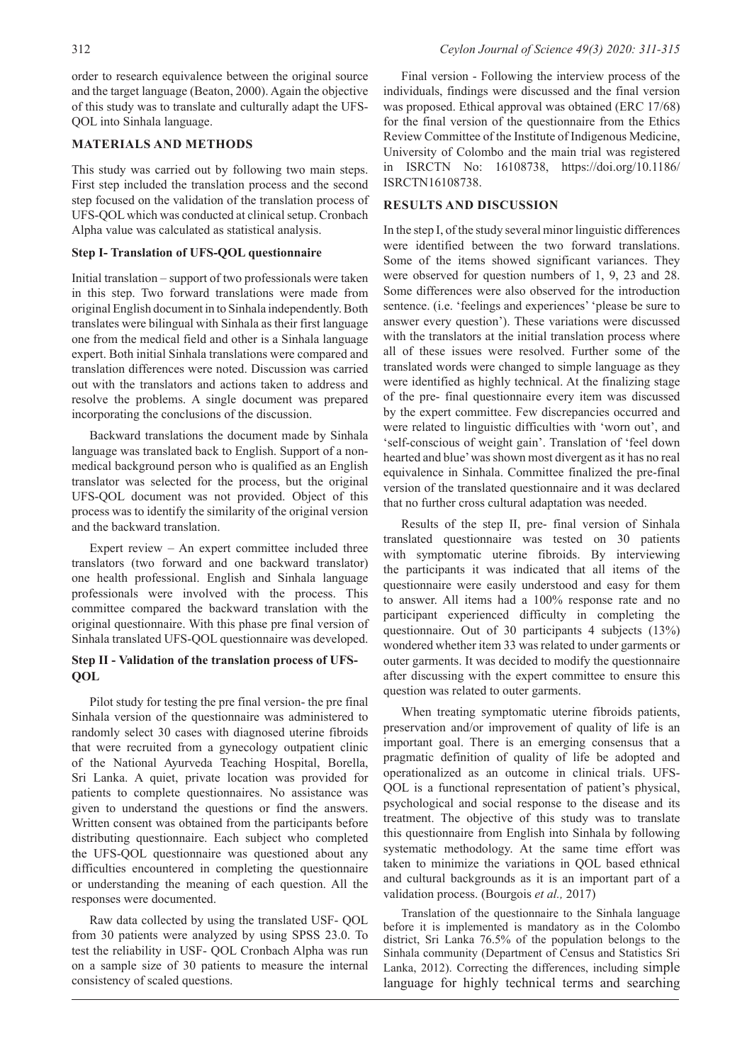order to research equivalence between the original source and the target language (Beaton, 2000). Again the objective of this study was to translate and culturally adapt the UFS-QOL into Sinhala language.

## MATERIALS AND METHODS

This study was carried out by following two main steps. First step included the translation process and the second step focused on the validation of the translation process of UFS-QOL which was conducted at clinical setup. Cronbach Alpha value was calculated as statistical analysis.

### Step I- Translation of UFS-QOL questionnaire

Initial translation – support of two professionals were taken in this step. Two forward translations were made from original English document in to Sinhala independently. Both translates were bilingual with Sinhala as their first language one from the medical field and other is a Sinhala language expert. Both initial Sinhala translations were compared and translation differences were noted. Discussion was carried out with the translators and actions taken to address and resolve the problems. A single document was prepared incorporating the conclusions of the discussion.

Backward translations the document made by Sinhala language was translated back to English. Support of a non-medical background person who is qualified as an English translator was selected for the process, but the original UFS-QOL document was not provided. Object of this process was to identify the similarity of the original version and the backward translation.

Expert review – An expert committee included three translators (two forward and one backward translator) one health professional. English and Sinhala language professionals were involved with the process. This committee compared the backward translation with the original questionnaire. With this phase pre final version of Sinhala translated UFS-QOL questionnaire was developed.

### Step II - Validation of the translation process of UFS-QOL

Pilot study for testing the pre final version- the pre final Sinhala version of the questionnaire was administered to randomly select 30 cases with diagnosed uterine fibroids that were recruited from a gynecology outpatient clinic of the National Ayurveda Teaching Hospital, Borella, Sri Lanka. A quiet, private location was provided for patients to complete questionnaires. No assistance was given to understand the questions or find the answers. Written consent was obtained from the participants before distributing questionnaire. Each subject who completed the UFS-QOL questionnaire was questioned about any difficulties encountered in completing the questionnaire or understanding the meaning of each question. All the responses were documented.

Raw data collected by using the translated USF- QOL from 30 patients were analyzed by using SPSS 23.0. To test the reliability in USF- QOL Cronbach Alpha was run on a sample size of 30 patients to measure the internal consistency of scaled questions.

Final version - Following the interview process of the individuals, findings were discussed and the final version was proposed. Ethical approval was obtained (ERC 17/68) for the final version of the questionnaire from the Ethics Review Committee of the Institute of Indigenous Medicine, University of Colombo and the main trial was registered in ISRCTN No: 16108738, https://doi.org/10.1186/ISRCTN16108738.

## RESULTS AND DISCUSSION

In the step I, of the study several minor linguistic differences were identified between the two forward translations. Some of the items showed significant variances. They were observed for question numbers of 1, 9, 23 and 28. Some differences were also observed for the introduction sentence. (i.e. 'feelings and experiences' 'please be sure to answer every question'). These variations were discussed with the translators at the initial translation process where all of these issues were resolved. Further some of the translated words were changed to simple language as they were identified as highly technical. At the finalizing stage of the pre- final questionnaire every item was discussed by the expert committee. Few discrepancies occurred and were related to linguistic difficulties with 'worn out', and 'self-conscious of weight gain'. Translation of 'feel down hearted and blue' was shown most divergent as it has no real equivalence in Sinhala. Committee finalized the pre-final version of the translated questionnaire and it was declared that no further cross cultural adaptation was needed.

Results of the step II, pre- final version of Sinhala translated questionnaire was tested on 30 patients with symptomatic uterine fibroids. By interviewing the participants it was indicated that all items of the questionnaire were easily understood and easy for them to answer. All items had a 100% response rate and no participant experienced difficulty in completing the questionnaire. Out of 30 participants 4 subjects (13%) wondered whether item 33 was related to under garments or outer garments. It was decided to modify the questionnaire after discussing with the expert committee to ensure this question was related to outer garments.

When treating symptomatic uterine fibroids patients, preservation and/or improvement of quality of life is an important goal. There is an emerging consensus that a pragmatic definition of quality of life be adopted and operationalized as an outcome in clinical trials. UFS-QOL is a functional representation of patient's physical, psychological and social response to the disease and its treatment. The objective of this study was to translate this questionnaire from English into Sinhala by following systematic methodology. At the same time effort was taken to minimize the variations in QOL based ethnical and cultural backgrounds as it is an important part of a validation process. (Bourgois *et al.,* 2017)

Translation of the questionnaire to the Sinhala language before it is implemented is mandatory as in the Colombo district, Sri Lanka 76.5% of the population belongs to the Sinhala community (Department of Census and Statistics Sri Lanka, 2012). Correcting the differences, including simple language for highly technical terms and searching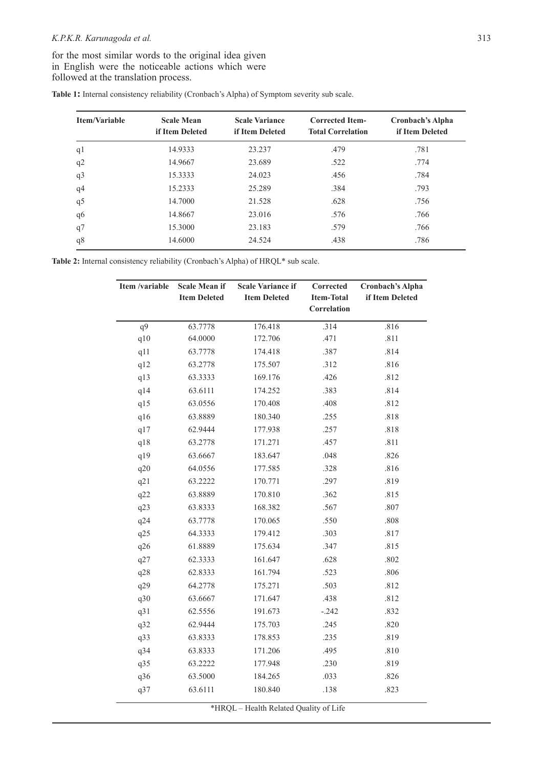for the most similar words to the original idea given in English were the noticeable actions which were followed at the translation process.

**Table 1:** Internal consistency reliability (Cronbach's Alpha) of Symptom severity sub scale.

| Item/Variable | Scale Mean if Item Deleted | Scale Variance if Item Deleted | Corrected Item-Total Correlation | Cronbach's Alpha if Item Deleted |
|---|---|---|---|---|
| q1 | 14.9333 | 23.237 | .479 | .781 |
| q2 | 14.9667 | 23.689 | .522 | .774 |
| q3 | 15.3333 | 24.023 | .456 | .784 |
| q4 | 15.2333 | 25.289 | .384 | .793 |
| q5 | 14.7000 | 21.528 | .628 | .756 |
| q6 | 14.8667 | 23.016 | .576 | .766 |
| q7 | 15.3000 | 23.183 | .579 | .766 |
| q8 | 14.6000 | 24.524 | .438 | .786 |

**Table 2:** Internal consistency reliability (Cronbach's Alpha) of HRQL* sub scale.

| Item /variable | Scale Mean if Item Deleted | Scale Variance if Item Deleted | Corrected Item-Total Correlation | Cronbach's Alpha if Item Deleted |
|---|---|---|---|---|
| q9 | 63.7778 | 176.418 | .314 | .816 |
| q10 | 64.0000 | 172.706 | .471 | .811 |
| q11 | 63.7778 | 174.418 | .387 | .814 |
| q12 | 63.2778 | 175.507 | .312 | .816 |
| q13 | 63.3333 | 169.176 | .426 | .812 |
| q14 | 63.6111 | 174.252 | .383 | .814 |
| q15 | 63.0556 | 170.408 | .408 | .812 |
| q16 | 63.8889 | 180.340 | .255 | .818 |
| q17 | 62.9444 | 177.938 | .257 | .818 |
| q18 | 63.2778 | 171.271 | .457 | .811 |
| q19 | 63.6667 | 183.647 | .048 | .826 |
| q20 | 64.0556 | 177.585 | .328 | .816 |
| q21 | 63.2222 | 170.771 | .297 | .819 |
| q22 | 63.8889 | 170.810 | .362 | .815 |
| q23 | 63.8333 | 168.382 | .567 | .807 |
| q24 | 63.7778 | 170.065 | .550 | .808 |
| q25 | 64.3333 | 179.412 | .303 | .817 |
| q26 | 61.8889 | 175.634 | .347 | .815 |
| q27 | 62.3333 | 161.647 | .628 | .802 |
| q28 | 62.8333 | 161.794 | .523 | .806 |
| q29 | 64.2778 | 175.271 | .503 | .812 |
| q30 | 63.6667 | 171.647 | .438 | .812 |
| q31 | 62.5556 | 191.673 | -.242 | .832 |
| q32 | 62.9444 | 175.703 | .245 | .820 |
| q33 | 63.8333 | 178.853 | .235 | .819 |
| q34 | 63.8333 | 171.206 | .495 | .810 |
| q35 | 63.2222 | 177.948 | .230 | .819 |
| q36 | 63.5000 | 184.265 | .033 | .826 |
| q37 | 63.6111 | 180.840 | .138 | .823 |

*HRQL – Health Related Quality of Life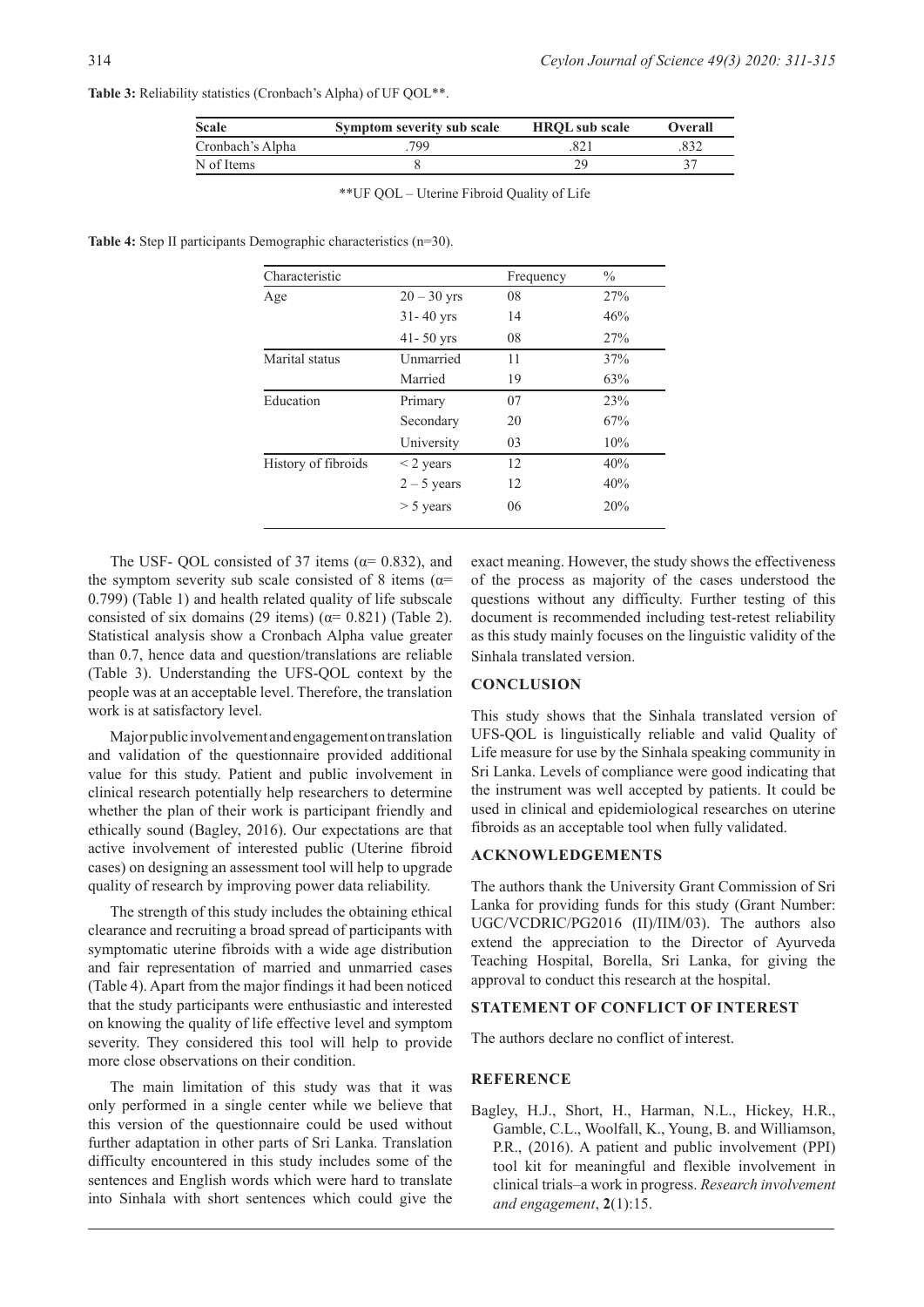**Table 3:** Reliability statistics (Cronbach's Alpha) of UF QOL**.

| Scale | Symptom severity sub scale | HRQL sub scale | Overall |
|---|---|---|---|
| Cronbach's Alpha | .799 | .821 | .832 |
| N of Items | 8 | 29 | 37 |

**UF QOL – Uterine Fibroid Quality of Life

**Table 4:** Step II participants Demographic characteristics (n=30).

| Characteristic | | Frequency | % |
|---|---|---|---|
| Age | 20 – 30 yrs | 08 | 27% |
| | 31- 40 yrs | 14 | 46% |
| | 41- 50 yrs | 08 | 27% |
| Marital status | Unmarried | 11 | 37% |
| | Married | 19 | 63% |
| Education | Primary | 07 | 23% |
| | Secondary | 20 | 67% |
| | University | 03 | 10% |
| History of fibroids | < 2 years | 12 | 40% |
| | 2 – 5 years | 12 | 40% |
| | > 5 years | 06 | 20% |

The USF- QOL consisted of 37 items ($\alpha = 0.832$), and the symptom severity sub scale consisted of 8 items ($\alpha = 0.799$) (Table 1) and health related quality of life subscale consisted of six domains (29 items) ($\alpha = 0.821$) (Table 2). Statistical analysis show a Cronbach Alpha value greater than 0.7, hence data and question/translations are reliable (Table 3). Understanding the UFS-QOL context by the people was at an acceptable level. Therefore, the translation work is at satisfactory level.

Major public involvement and engagement on translation and validation of the questionnaire provided additional value for this study. Patient and public involvement in clinical research potentially help researchers to determine whether the plan of their work is participant friendly and ethically sound (Bagley, 2016). Our expectations are that active involvement of interested public (Uterine fibroid cases) on designing an assessment tool will help to upgrade quality of research by improving power data reliability.

The strength of this study includes the obtaining ethical clearance and recruiting a broad spread of participants with symptomatic uterine fibroids with a wide age distribution and fair representation of married and unmarried cases (Table 4). Apart from the major findings it had been noticed that the study participants were enthusiastic and interested on knowing the quality of life effective level and symptom severity. They considered this tool will help to provide more close observations on their condition.

The main limitation of this study was that it was only performed in a single center while we believe that this version of the questionnaire could be used without further adaptation in other parts of Sri Lanka. Translation difficulty encountered in this study includes some of the sentences and English words which were hard to translate into Sinhala with short sentences which could give the exact meaning. However, the study shows the effectiveness of the process as majority of the cases understood the questions without any difficulty. Further testing of this document is recommended including test-retest reliability as this study mainly focuses on the linguistic validity of the Sinhala translated version.

## CONCLUSION

This study shows that the Sinhala translated version of UFS-QOL is linguistically reliable and valid Quality of Life measure for use by the Sinhala speaking community in Sri Lanka. Levels of compliance were good indicating that the instrument was well accepted by patients. It could be used in clinical and epidemiological researches on uterine fibroids as an acceptable tool when fully validated.

## ACKNOWLEDGEMENTS

The authors thank the University Grant Commission of Sri Lanka for providing funds for this study (Grant Number: UGC/VCDRIC/PG2016 (II)/IIM/03). The authors also extend the appreciation to the Director of Ayurveda Teaching Hospital, Borella, Sri Lanka, for giving the approval to conduct this research at the hospital.

## STATEMENT OF CONFLICT OF INTEREST

The authors declare no conflict of interest.

## REFERENCE

Bagley, H.J., Short, H., Harman, N.L., Hickey, H.R., Gamble, C.L., Woolfall, K., Young, B. and Williamson, P.R., (2016). A patient and public involvement (PPI) tool kit for meaningful and flexible involvement in clinical trials–a work in progress. *Research involvement and engagement*, **2**(1):15.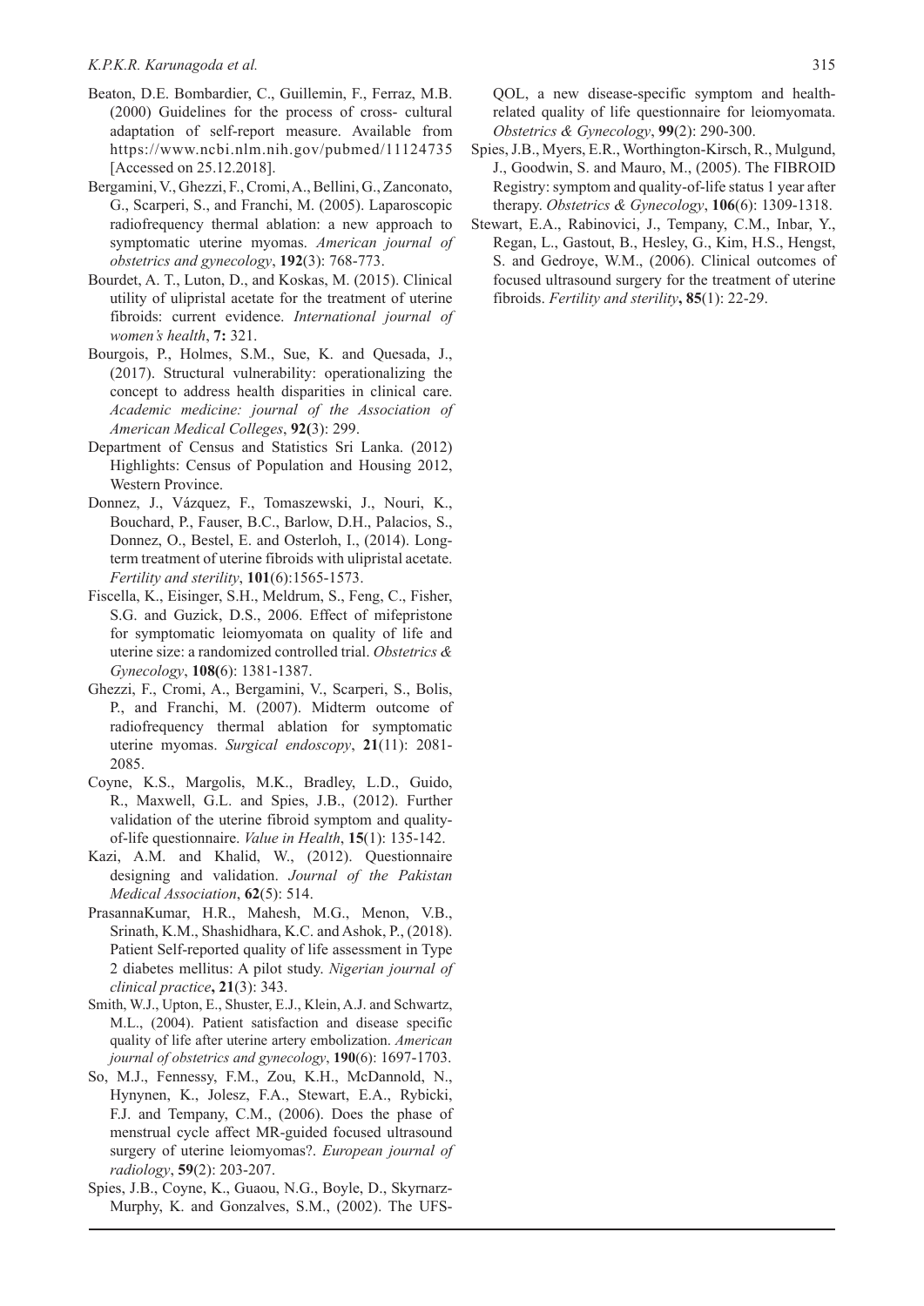Beaton, D.E. Bombardier, C., Guillemin, F., Ferraz, M.B. (2000) Guidelines for the process of cross- cultural adaptation of self-report measure. Available from https://www.ncbi.nlm.nih.gov/pubmed/11124735 [Accessed on 25.12.2018].

Bergamini, V., Ghezzi, F., Cromi, A., Bellini, G., Zanconato, G., Scarperi, S., and Franchi, M. (2005). Laparoscopic radiofrequency thermal ablation: a new approach to symptomatic uterine myomas. *American journal of obstetrics and gynecology*, **192**(3): 768-773.

Bourdet, A. T., Luton, D., and Koskas, M. (2015). Clinical utility of ulipristal acetate for the treatment of uterine fibroids: current evidence. *International journal of women's health*, **7:** 321.

Bourgois, P., Holmes, S.M., Sue, K. and Quesada, J., (2017). Structural vulnerability: operationalizing the concept to address health disparities in clinical care. *Academic medicine: journal of the Association of American Medical Colleges*, **92(**3): 299.

Department of Census and Statistics Sri Lanka. (2012) Highlights: Census of Population and Housing 2012, Western Province.

Donnez, J., Vázquez, F., Tomaszewski, J., Nouri, K., Bouchard, P., Fauser, B.C., Barlow, D.H., Palacios, S., Donnez, O., Bestel, E. and Osterloh, I., (2014). Long-term treatment of uterine fibroids with ulipristal acetate. *Fertility and sterility*, **101**(6):1565-1573.

Fiscella, K., Eisinger, S.H., Meldrum, S., Feng, C., Fisher, S.G. and Guzick, D.S., 2006. Effect of mifepristone for symptomatic leiomyomata on quality of life and uterine size: a randomized controlled trial. *Obstetrics & Gynecology*, **108(**6): 1381-1387.

Ghezzi, F., Cromi, A., Bergamini, V., Scarperi, S., Bolis, P., and Franchi, M. (2007). Midterm outcome of radiofrequency thermal ablation for symptomatic uterine myomas. *Surgical endoscopy*, **21**(11): 2081-2085.

Coyne, K.S., Margolis, M.K., Bradley, L.D., Guido, R., Maxwell, G.L. and Spies, J.B., (2012). Further validation of the uterine fibroid symptom and quality-of-life questionnaire. *Value in Health*, **15**(1): 135-142.

Kazi, A.M. and Khalid, W., (2012). Questionnaire designing and validation. *Journal of the Pakistan Medical Association*, **62**(5): 514.

PrasannaKumar, H.R., Mahesh, M.G., Menon, V.B., Srinath, K.M., Shashidhara, K.C. and Ashok, P., (2018). Patient Self-reported quality of life assessment in Type 2 diabetes mellitus: A pilot study. *Nigerian journal of clinical practice***,** **21**(3): 343.

Smith, W.J., Upton, E., Shuster, E.J., Klein, A.J. and Schwartz, M.L., (2004). Patient satisfaction and disease specific quality of life after uterine artery embolization. *American journal of obstetrics and gynecology*, **190**(6): 1697-1703.

So, M.J., Fennessy, F.M., Zou, K.H., McDannold, N., Hynynen, K., Jolesz, F.A., Stewart, E.A., Rybicki, F.J. and Tempany, C.M., (2006). Does the phase of menstrual cycle affect MR-guided focused ultrasound surgery of uterine leiomyomas?. *European journal of radiology*, **59**(2): 203-207.

Spies, J.B., Coyne, K., Guaou, N.G., Boyle, D., Skyrnarz-Murphy, K. and Gonzalves, S.M., (2002). The UFS-QOL, a new disease-specific symptom and health-related quality of life questionnaire for leiomyomata. *Obstetrics & Gynecology*, **99**(2): 290-300.

Spies, J.B., Myers, E.R., Worthington-Kirsch, R., Mulgund, J., Goodwin, S. and Mauro, M., (2005). The FIBROID Registry: symptom and quality-of-life status 1 year after therapy. *Obstetrics & Gynecology*, **106**(6): 1309-1318.

Stewart, E.A., Rabinovici, J., Tempany, C.M., Inbar, Y., Regan, L., Gastout, B., Hesley, G., Kim, H.S., Hengst, S. and Gedroye, W.M., (2006). Clinical outcomes of focused ultrasound surgery for the treatment of uterine fibroids. *Fertility and sterility***,** **85**(1): 22-29.